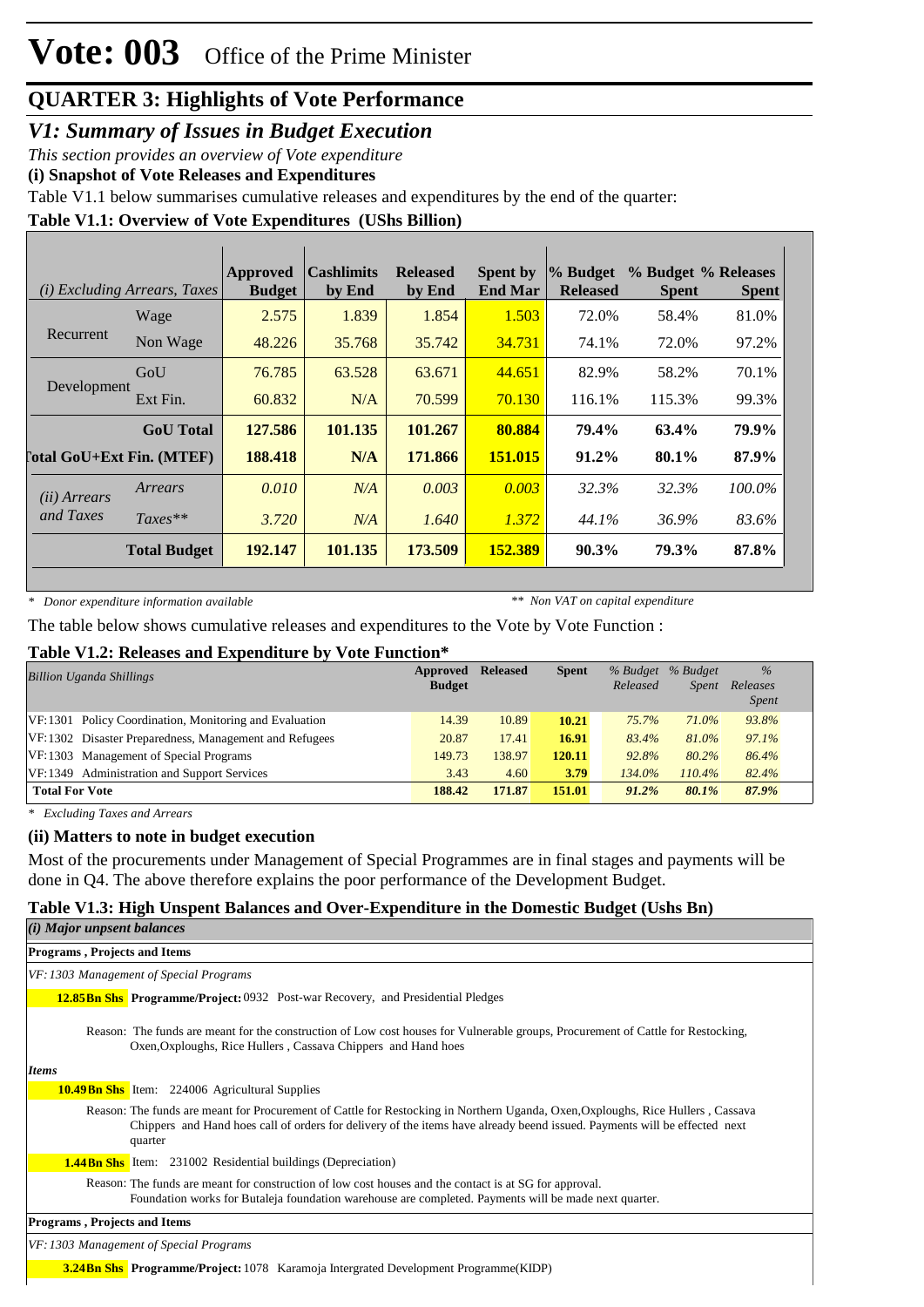# Vote: 003 Office of the Prime Minister

## QUARTER 3: Highlights of Vote Performance

### *V1: Summary of Issues in Budget Execution*

*This section provides an overview of Vote expenditure*

**(i) Snapshot of Vote Releases and Expenditures**

Table V1.1 below summarises cumulative releases and expenditures by the end of the quarter:

**Table V1.1: Overview of Vote Expenditures (UShs Billion)**

| *(i) Excluding Arrears, Taxes* | | Approved Budget | Cashlimits by End | Released by End | Spent by End Mar | % Budget Released | % Budget Spent | % Releases Spent |
|---|---|---|---|---|---|---|---|---|
| Recurrent | Wage | 2.575 | 1.839 | 1.854 | 1.503 | 72.0% | 58.4% | 81.0% |
| | Non Wage | 48.226 | 35.768 | 35.742 | 34.731 | 74.1% | 72.0% | 97.2% |
| Development | GoU | 76.785 | 63.528 | 63.671 | 44.651 | 82.9% | 58.2% | 70.1% |
| | Ext Fin. | 60.832 | N/A | 70.599 | 70.130 | 116.1% | 115.3% | 99.3% |
| | **GoU Total** | **127.586** | **101.135** | **101.267** | **80.884** | **79.4%** | **63.4%** | **79.9%** |
| **Total GoU+Ext Fin. (MTEF)** | | **188.418** | **N/A** | **171.866** | **151.015** | **91.2%** | **80.1%** | **87.9%** |
| *(ii) Arrears and Taxes* | *Arrears* | *0.010* | *N/A* | *0.003* | *0.003* | *32.3%* | *32.3%* | *100.0%* |
| | *Taxes*** | *3.720* | *N/A* | *1.640* | *1.372* | *44.1%* | *36.9%* | *83.6%* |
| | **Total Budget** | **192.147** | **101.135** | **173.509** | **152.389** | **90.3%** | **79.3%** | **87.8%** |

*\* Donor expenditure information available*

*\*\* Non VAT on capital expenditure*

The table below shows cumulative releases and expenditures to the Vote by Vote Function :

**Table V1.2: Releases and Expenditure by Vote Function***

| *Billion Uganda Shillings* | Approved Budget | Released | Spent | *% Budget Released* | *% Budget Spent* | *% Releases Spent* |
|---|---|---|---|---|---|---|
| VF:1301 Policy Coordination, Monitoring and Evaluation | 14.39 | 10.89 | **10.21** | *75.7%* | *71.0%* | *93.8%* |
| VF:1302 Disaster Preparedness, Management and Refugees | 20.87 | 17.41 | **16.91** | *83.4%* | *81.0%* | *97.1%* |
| VF:1303 Management of Special Programs | 149.73 | 138.97 | **120.11** | *92.8%* | *80.2%* | *86.4%* |
| VF:1349 Administration and Support Services | 3.43 | 4.60 | **3.79** | *134.0%* | *110.4%* | *82.4%* |
| **Total For Vote** | **188.42** | **171.87** | **151.01** | ***91.2%*** | ***80.1%*** | ***87.9%*** |

*\* Excluding Taxes and Arrears*

**(ii) Matters to note in budget execution**

Most of the procurements under Management of Special Programmes are in final stages and payments will be done in Q4. The above therefore explains the poor performance of the Development Budget.

**Table V1.3: High Unspent Balances and Over-Expenditure in the Domestic Budget (Ushs Bn)**

***(i) Major unpsent balances***

**Programs , Projects and Items**

*VF:1303 Management of Special Programs*

**12.85Bn Shs** **Programme/Project:** 0932 Post-war Recovery, and Presidential Pledges

Reason: The funds are meant for the construction of Low cost houses for Vulnerable groups, Procurement of Cattle for Restocking, Oxen,Oxploughs, Rice Hullers , Cassava Chippers and Hand hoes

***Items***

**10.49Bn Shs** Item: 224006 Agricultural Supplies

Reason: The funds are meant for Procurement of Cattle for Restocking in Northern Uganda, Oxen,Oxploughs, Rice Hullers , Cassava Chippers and Hand hoes call of orders for delivery of the items have already beend issued. Payments will be effected next quarter

**1.44Bn Shs** Item: 231002 Residential buildings (Depreciation)

Reason: The funds are meant for construction of low cost houses and the contact is at SG for approval. Foundation works for Butaleja foundation warehouse are completed. Payments will be made next quarter.

**Programs , Projects and Items**

*VF:1303 Management of Special Programs*

**3.24Bn Shs** **Programme/Project:** 1078 Karamoja Intergrated Development Programme(KIDP)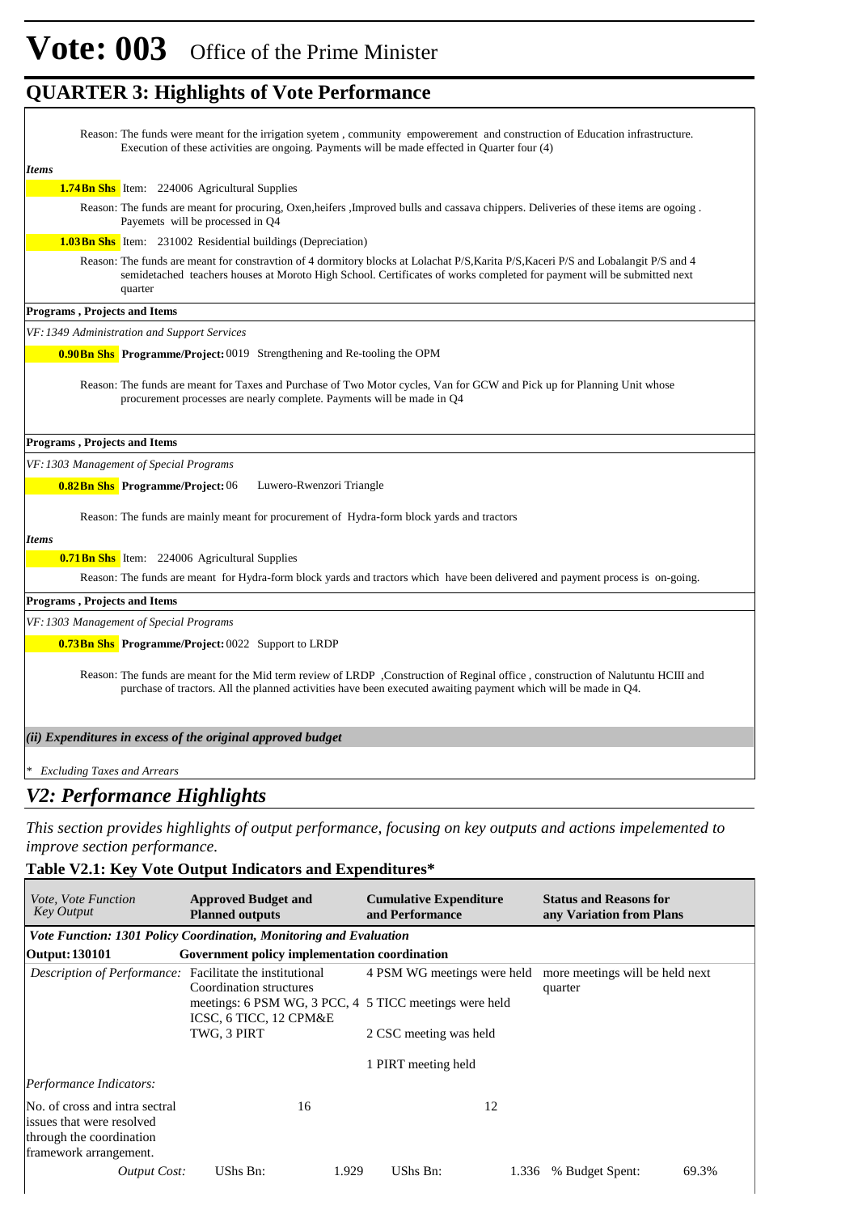# Vote: 003 Office of the Prime Minister

## QUARTER 3: Highlights of Vote Performance

Reason: The funds were meant for the irrigation syetem , community empowerement and construction of Education infrastructure. Execution of these activities are ongoing. Payments will be made effected in Quarter four (4)

*Items*

**1.74Bn Shs** Item: 224006 Agricultural Supplies

Reason: The funds are meant for procuring, Oxen,heifers ,Improved bulls and cassava chippers. Deliveries of these items are ogoing . Payemets will be processed in Q4

**1.03Bn Shs** Item: 231002 Residential buildings (Depreciation)

Reason: The funds are meant for constravtion of 4 dormitory blocks at Lolachat P/S,Karita P/S,Kaceri P/S and Lobalangit P/S and 4 semidetached teachers houses at Moroto High School. Certificates of works completed for payment will be submitted next quarter

**Programs , Projects and Items**

*VF: 1349 Administration and Support Services*

**0.90Bn Shs** **Programme/Project:** 0019 Strengthening and Re-tooling the OPM

Reason: The funds are meant for Taxes and Purchase of Two Motor cycles, Van for GCW and Pick up for Planning Unit whose procurement processes are nearly complete. Payments will be made in Q4

**Programs , Projects and Items**

*VF: 1303 Management of Special Programs*

**0.82Bn Shs** **Programme/Project:** 06 Luwero-Rwenzori Triangle

Reason: The funds are mainly meant for procurement of Hydra-form block yards and tractors

*Items*

**0.71Bn Shs** Item: 224006 Agricultural Supplies

Reason: The funds are meant for Hydra-form block yards and tractors which have been delivered and payment process is on-going.

**Programs , Projects and Items**

*VF: 1303 Management of Special Programs*

**0.73Bn Shs** **Programme/Project:** 0022 Support to LRDP

Reason: The funds are meant for the Mid term review of LRDP ,Construction of Reginal office , construction of Nalutuntu HCIII and purchase of tractors. All the planned activities have been executed awaiting payment which will be made in Q4.

***(ii) Expenditures in excess of the original approved budget***

*\* Excluding Taxes and Arrears*

## *V2: Performance Highlights*

*This section provides highlights of output performance, focusing on key outputs and actions impelemented to improve section performance.*

### Table V2.1: Key Vote Output Indicators and Expenditures*

| *Vote, Vote Function Key Output* | **Approved Budget and Planned outputs** | **Cumulative Expenditure and Performance** | **Status and Reasons for any Variation from Plans** |
|---|---|---|---|
| ***Vote Function: 1301 Policy Coordination, Monitoring and Evaluation*** | | | |
| **Output: 130101** | **Government policy implementation coordination** | | |
| *Description of Performance:* | Facilitate the institutional Coordination structures meetings: 6 PSM WG, 3 PCC, 4 ICSC, 6 TICC, 12 CPM&E TWG, 3 PIRT | 4 PSM WG meetings were held<br>5 TICC meetings were held<br>2 CSC meeting was held<br>1 PIRT meeting held | more meetings will be held next quarter |
| *Performance Indicators:* | | | |
| No. of cross and intra sectral issues that were resolved through the coordination framework arrangement. | 16 | 12 | |
| *Output Cost:* | UShs Bn: 1.929 | UShs Bn: 1.336 | % Budget Spent: 69.3% |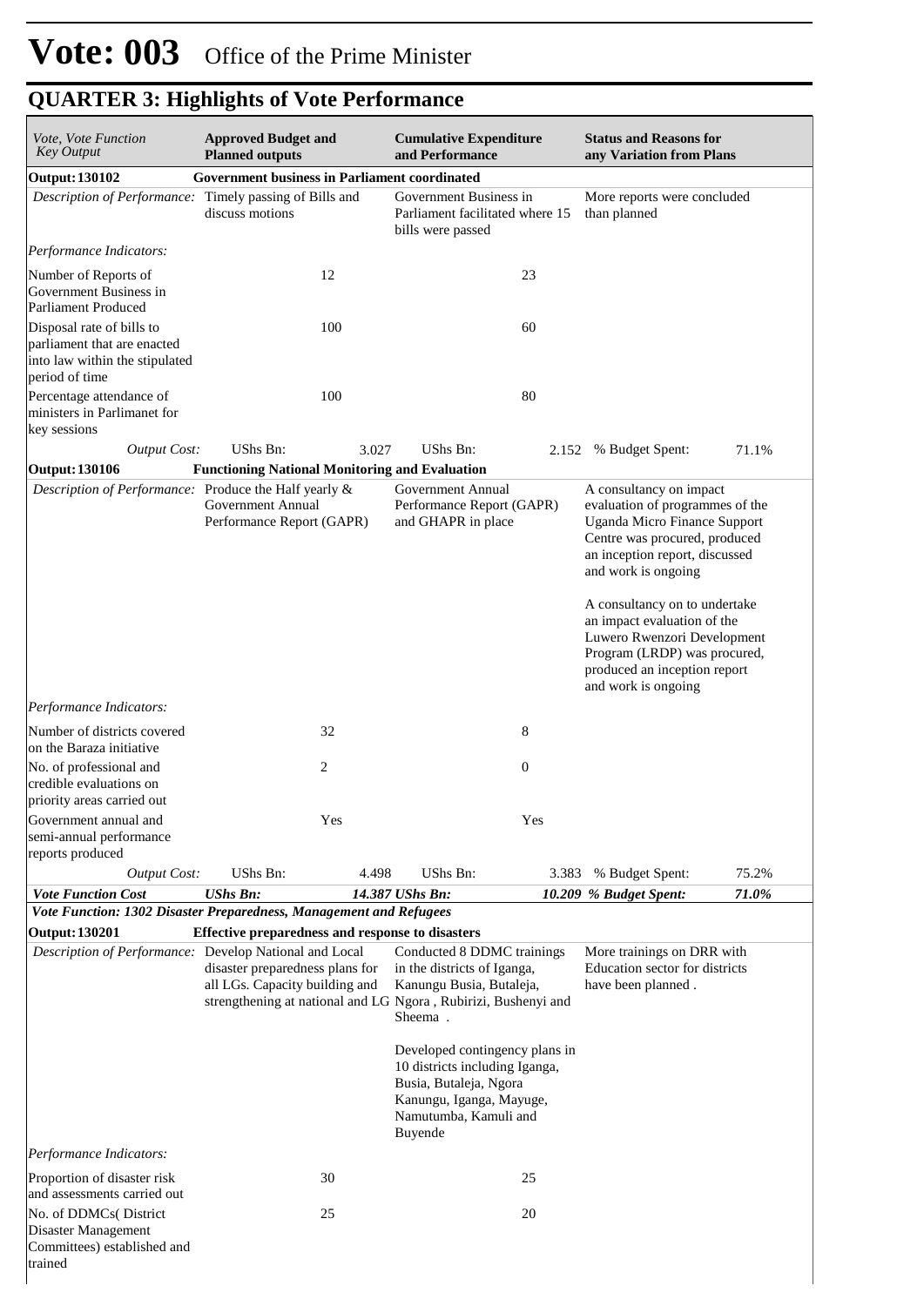# Vote: 003 Office of the Prime Minister

## QUARTER 3: Highlights of Vote Performance

| *Vote, Vote Function Key Output* | **Approved Budget and Planned outputs** | **Cumulative Expenditure and Performance** | **Status and Reasons for any Variation from Plans** |
|---|---|---|---|
| **Output: 130102** | **Government business in Parliament coordinated** | | |
| *Description of Performance:* | Timely passing of Bills and discuss motions | Government Business in Parliament facilitated where 15 bills were passed | More reports were concluded than planned |
| *Performance Indicators:* | | | |
| Number of Reports of Government Business in Parliament Produced | 12 | 23 | |
| Disposal rate of bills to parliament that are enacted into law within the stipulated period of time | 100 | 60 | |
| Percentage attendance of ministers in Parlimanet for key sessions | 100 | 80 | |
| *Output Cost:* | UShs Bn: 3.027 | UShs Bn: 2.152 | % Budget Spent: 71.1% |
| **Output: 130106** | **Functioning National Monitoring and Evaluation** | | |
| *Description of Performance:* | Produce the Half yearly & Government Annual Performance Report (GAPR) | Government Annual Performance Report (GAPR) and GHAPR in place | A consultancy on impact evaluation of programmes of the Uganda Micro Finance Support Centre was procured, produced an inception report, discussed and work is ongoing<br><br>A consultancy on to undertake an impact evaluation of the Luwero Rwenzori Development Program (LRDP) was procured, produced an inception report and work is ongoing |
| *Performance Indicators:* | | | |
| Number of districts covered on the Baraza initiative | 32 | 8 | |
| No. of professional and credible evaluations on priority areas carried out | 2 | 0 | |
| Government annual and semi-annual performance reports produced | Yes | Yes | |
| *Output Cost:* | UShs Bn: 4.498 | UShs Bn: 3.383 | % Budget Spent: 75.2% |
| ***Vote Function Cost*** | ***UShs Bn: 14.387*** | ***UShs Bn: 10.209*** | ***% Budget Spent: 71.0%*** |
| ***Vote Function: 1302 Disaster Preparedness, Management and Refugees*** | | | |
| **Output: 130201** | **Effective preparedness and response to disasters** | | |
| *Description of Performance:* | Develop National and Local disaster preparedness plans for all LGs. Capacity building and strengthening at national and LG | Conducted 8 DDMC trainings in the districts of Iganga, Kanungu Busia, Butaleja, Ngora , Rubirizi, Bushenyi and Sheema .<br><br>Developed contingency plans in 10 districts including Iganga, Busia, Butaleja, Ngora Kanungu, Iganga, Mayuge, Namutumba, Kamuli and Buyende | More trainings on DRR with Education sector for districts have been planned . |
| *Performance Indicators:* | | | |
| Proportion of disaster risk and assessments carried out | 30 | 25 | |
| No. of DDMCs( District Disaster Management Committees) established and trained | 25 | 20 | |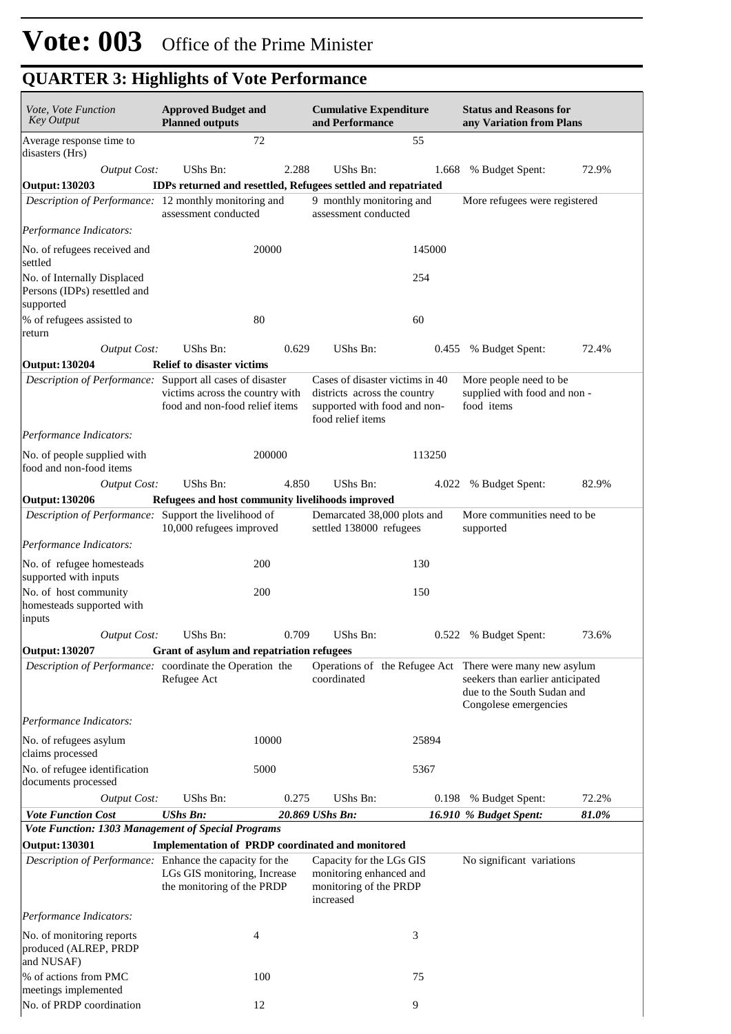# Vote: 003 Office of the Prime Minister

## QUARTER 3: Highlights of Vote Performance

| *Vote, Vote Function Key Output* | **Approved Budget and Planned outputs** | | **Cumulative Expenditure and Performance** | | **Status and Reasons for any Variation from Plans** | |
|---|---|---|---|---|---|---|
| Average response time to disasters (Hrs) | | 72 | | 55 | | |
| *Output Cost:* | UShs Bn: | 2.288 | UShs Bn: | 1.668 | % Budget Spent: | 72.9% |
| **Output: 130203** | **IDPs returned and resettled, Refugees settled and repatriated** | | | | | |
| *Description of Performance:* | 12 monthly monitoring and assessment conducted | | 9 monthly monitoring and assessment conducted | | More refugees were registered | |
| *Performance Indicators:* | | | | | | |
| No. of refugees received and settled | | 20000 | | 145000 | | |
| No. of Internally Displaced Persons (IDPs) resettled and supported | | | | 254 | | |
| % of refugees assisted to return | | 80 | | 60 | | |
| *Output Cost:* | UShs Bn: | 0.629 | UShs Bn: | 0.455 | % Budget Spent: | 72.4% |
| **Output: 130204** | **Relief to disaster victims** | | | | | |
| *Description of Performance:* | Support all cases of disaster victims across the country with food and non-food relief items | | Cases of disaster victims in 40 districts across the country supported with food and non-food relief items | | More people need to be supplied with food and non - food items | |
| *Performance Indicators:* | | | | | | |
| No. of people supplied with food and non-food items | | 200000 | | 113250 | | |
| *Output Cost:* | UShs Bn: | 4.850 | UShs Bn: | 4.022 | % Budget Spent: | 82.9% |
| **Output: 130206** | **Refugees and host community livelihoods improved** | | | | | |
| *Description of Performance:* | Support the livelihood of 10,000 refugees improved | | Demarcated 38,000 plots and settled 138000 refugees | | More communities need to be supported | |
| *Performance Indicators:* | | | | | | |
| No. of refugee homesteads supported with inputs | | 200 | | 130 | | |
| No. of host community homesteads supported with inputs | | 200 | | 150 | | |
| *Output Cost:* | UShs Bn: | 0.709 | UShs Bn: | 0.522 | % Budget Spent: | 73.6% |
| **Output: 130207** | **Grant of asylum and repatriation refugees** | | | | | |
| *Description of Performance:* | coordinate the Operation the Refugee Act | | Operations of the Refugee Act coordinated | | There were many new asylum seekers than earlier anticipated due to the South Sudan and Congolese emergencies | |
| *Performance Indicators:* | | | | | | |
| No. of refugees asylum claims processed | | 10000 | | 25894 | | |
| No. of refugee identification documents processed | | 5000 | | 5367 | | |
| *Output Cost:* | UShs Bn: | 0.275 | UShs Bn: | 0.198 | % Budget Spent: | 72.2% |
| ***Vote Function Cost*** | ***UShs Bn:*** | ***20.869*** | ***UShs Bn:*** | ***16.910*** | ***% Budget Spent:*** | ***81.0%*** |
| ***Vote Function: 1303 Management of Special Programs*** | | | | | | |
| **Output: 130301** | **Implementation of PRDP coordinated and monitored** | | | | | |
| *Description of Performance:* | Enhance the capacity for the LGs GIS monitoring, Increase the monitoring of the PRDP | | Capacity for the LGs GIS monitoring enhanced and monitoring of the PRDP increased | | No significant variations | |
| *Performance Indicators:* | | | | | | |
| No. of monitoring reports produced (ALREP, PRDP and NUSAF) | | 4 | | 3 | | |
| % of actions from PMC meetings implemented | | 100 | | 75 | | |
| No. of PRDP coordination | | 12 | | 9 | | |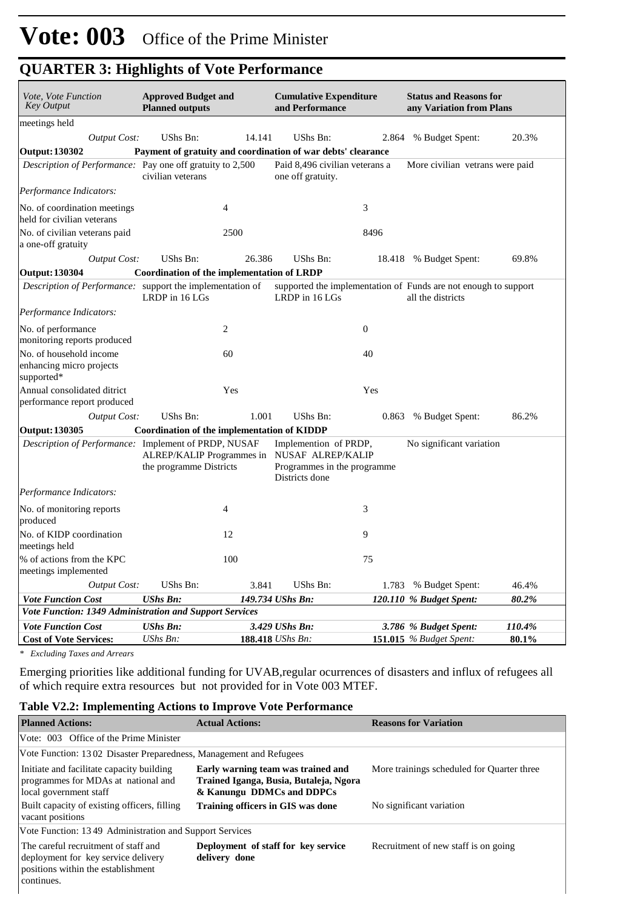# Vote: 003 Office of the Prime Minister

## QUARTER 3: Highlights of Vote Performance

| *Vote, Vote Function Key Output* | **Approved Budget and Planned outputs** | | **Cumulative Expenditure and Performance** | | **Status and Reasons for any Variation from Plans** | |
|---|---|---|---|---|---|---|
| meetings held | | | | | | |
| *Output Cost:* | UShs Bn: | 14.141 | UShs Bn: | 2.864 | % Budget Spent: | 20.3% |
| **Output: 130302** | **Payment of gratuity and coordination of war debts' clearance** | | | | | |
| *Description of Performance:* | Pay one off gratuity to 2,500 civilian veterans | | Paid 8,496 civilian veterans a one off gratuity. | | More civilian vetrans were paid | |
| *Performance Indicators:* | | | | | | |
| No. of coordination meetings held for civilian veterans | | 4 | | 3 | | |
| No. of civilian veterans paid a one-off gratuity | | 2500 | | 8496 | | |
| *Output Cost:* | UShs Bn: | 26.386 | UShs Bn: | 18.418 | % Budget Spent: | 69.8% |
| **Output: 130304** | **Coordination of the implementation of LRDP** | | | | | |
| *Description of Performance:* | support the implementation of LRDP in 16 LGs | | supported the implementation of LRDP in 16 LGs | | Funds are not enough to support all the districts | |
| *Performance Indicators:* | | | | | | |
| No. of performance monitoring reports produced | | 2 | | 0 | | |
| No. of household income enhancing micro projects supported* | | 60 | | 40 | | |
| Annual consolidated ditrict performance report produced | | Yes | | Yes | | |
| *Output Cost:* | UShs Bn: | 1.001 | UShs Bn: | 0.863 | % Budget Spent: | 86.2% |
| **Output: 130305** | **Coordination of the implementation of KIDDP** | | | | | |
| *Description of Performance:* | Implement of PRDP, NUSAF ALREP/KALIP Programmes in the programme Districts | | Implemention of PRDP, NUSAF ALREP/KALIP Programmes in the programme Districts done | | No significant variation | |
| *Performance Indicators:* | | | | | | |
| No. of monitoring reports produced | | 4 | | 3 | | |
| No. of KIDP coordination meetings held | | 12 | | 9 | | |
| % of actions from the KPC meetings implemented | | 100 | | 75 | | |
| *Output Cost:* | UShs Bn: | 3.841 | UShs Bn: | 1.783 | % Budget Spent: | 46.4% |
| ***Vote Function Cost*** | ***UShs Bn:*** | ***149.734*** | ***UShs Bn:*** | ***120.110*** | ***% Budget Spent:*** | ***80.2%*** |
| ***Vote Function: 1349 Administration and Support Services*** | | | | | | |
| ***Vote Function Cost*** | ***UShs Bn:*** | ***3.429*** | ***UShs Bn:*** | ***3.786*** | ***% Budget Spent:*** | ***110.4%*** |
| **Cost of Vote Services:** | *UShs Bn:* | **188.418** | *UShs Bn:* | **151.015** | *% Budget Spent:* | **80.1%** |

*\* Excluding Taxes and Arrears*

Emerging priorities like additional funding for UVAB,regular ocurrences of disasters and influx of refugees all of which require extra resources but not provided for in Vote 003 MTEF.

### Table V2.2: Implementing Actions to Improve Vote Performance

| **Planned Actions:** | **Actual Actions:** | **Reasons for Variation** |
|---|---|---|
| Vote: 003 Office of the Prime Minister | | |
| Vote Function: 13 02 Disaster Preparedness, Management and Refugees | | |
| Initiate and facilitate capacity building programmes for MDAs at national and local government staff | **Early warning team was trained and Trained Iganga, Busia, Butaleja, Ngora & Kanungu DDMCs and DDPCs** | More trainings scheduled for Quarter three |
| Built capacity of existing officers, filling vacant positions | **Training officers in GIS was done** | No significant variation |
| Vote Function: 13 49 Administration and Support Services | | |
| The careful recruitment of staff and deployment for key service delivery positions within the establishment continues. | **Deployment of staff for key service delivery done** | Recruitment of new staff is on going |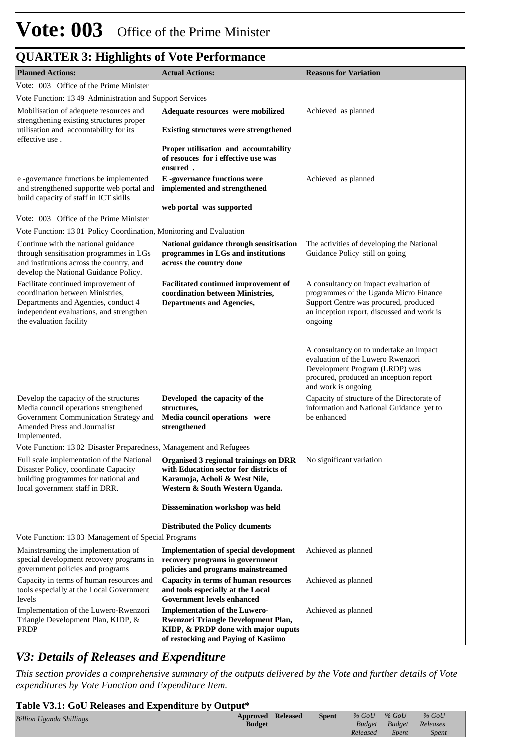# Vote: 003 Office of the Prime Minister

## QUARTER 3: Highlights of Vote Performance

| Planned Actions: | Actual Actions: | Reasons for Variation |
|---|---|---|
| Vote: 003 Office of the Prime Minister | | |
| Vote Function: 13 49 Administration and Support Services | | |
| Mobilisation of adequete resources and strengthening existing structures proper utilisation and accountability for its effective use . | **Adequate resources were mobilized**<br><br>**Existing structures were strengthened**<br><br>**Proper utilisation and accountability of resouces for i effective use was ensured .** | Achieved as planned |
| e -governance functions be implemented and strengthened supportte web portal and build capacity of staff in ICT skills | **E -governance functions were implemented and strengthened**<br><br>**web portal was supported** | Achieved as planned |
| Vote: 003 Office of the Prime Minister | | |
| Vote Function: 13 01 Policy Coordination, Monitoring and Evaluation | | |
| Continue with the national guidance through sensitisation programmes in LGs and institutions across the country, and develop the National Guidance Policy. | **National guidance through sensitisation programmes in LGs and institutions across the country done** | The activities of developing the National Guidance Policy still on going |
| Facilitate continued improvement of coordination between Ministries, Departments and Agencies, conduct 4 independent evaluations, and strengthen the evaluation facility | **Facilitated continued improvement of coordination between Ministries, Departments and Agencies,** | A consultancy on impact evaluation of programmes of the Uganda Micro Finance Support Centre was procured, produced an inception report, discussed and work is ongoing<br><br>A consultancy on to undertake an impact evaluation of the Luwero Rwenzori Development Program (LRDP) was procured, produced an inception report and work is ongoing |
| Develop the capacity of the structures Media council operations strengthened Government Communication Strategy and Amended Press and Journalist Implemented. | **Developed the capacity of the structures,**<br>**Media council operations were strengthened** | Capacity of structure of the Directorate of information and National Guidance yet to be enhanced |
| Vote Function: 13 02 Disaster Preparedness, Management and Refugees | | |
| Full scale implementation of the National Disaster Policy, coordinate Capacity building programmes for national and local government staff in DRR. | **Organised 3 regional trainings on DRR with Education sector for districts of Karamoja, Acholi & West Nile, Western & South Western Uganda.**<br><br>**Disssemination workshop was held**<br><br>**Distributed the Policy dcuments** | No significant variation |
| Vote Function: 13 03 Management of Special Programs | | |
| Mainstreaming the implementation of special development recovery programs in government policies and programs | **Implementation of special development recovery programs in government policies and programs mainstreamed** | Achieved as planned |
| Capacity in terms of human resources and tools especially at the Local Government levels | **Capacity in terms of human resources and tools especially at the Local Government levels enhanced** | Achieved as planned |
| Implementation of the Luwero-Rwenzori Triangle Development Plan, KIDP, & PRDP | **Implementation of the Luwero-Rwenzori Triangle Development Plan, KIDP, & PRDP done with major ouputs of restocking and Paying of Kasiimo** | Achieved as planned |

## *V3: Details of Releases and Expenditure*

*This section provides a comprehensive summary of the outputs delivered by the Vote and further details of Vote expenditures by Vote Function and Expenditure Item.*

### Table V3.1: GoU Releases and Expenditure by Output*

| *Billion Uganda Shillings* | Approved Budget | Released | Spent | *% GoU Budget Released* | *% GoU Budget Spent* | *% GoU Releases Spent* |
|---|---|---|---|---|---|---|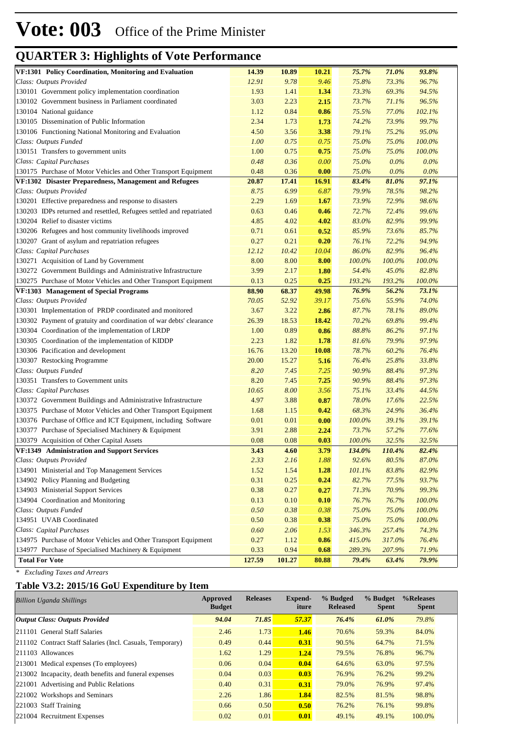# Vote: 003 Office of the Prime Minister

## QUARTER 3: Highlights of Vote Performance

| | | | | | | |
|---|---|---|---|---|---|---|
| **VF:1301 Policy Coordination, Monitoring and Evaluation** | **14.39** | **10.89** | **10.21** | ***75.7%*** | ***71.0%*** | ***93.8%*** |
| *Class: Outputs Provided* | *12.91* | *9.78* | *9.46* | *75.8%* | *73.3%* | *96.7%* |
| 130101 Government policy implementation coordination | 1.93 | 1.41 | **1.34** | *73.3%* | *69.3%* | *94.5%* |
| 130102 Government business in Parliament coordinated | 3.03 | 2.23 | **2.15** | *73.7%* | *71.1%* | *96.5%* |
| 130104 National guidance | 1.12 | 0.84 | **0.86** | *75.5%* | *77.0%* | *102.1%* |
| 130105 Dissemination of Public Information | 2.34 | 1.73 | **1.73** | *74.2%* | *73.9%* | *99.7%* |
| 130106 Functioning National Monitoring and Evaluation | 4.50 | 3.56 | **3.38** | *79.1%* | *75.2%* | *95.0%* |
| *Class: Outputs Funded* | *1.00* | *0.75* | *0.75* | *75.0%* | *75.0%* | *100.0%* |
| 130151 Transfers to government units | 1.00 | 0.75 | **0.75** | *75.0%* | *75.0%* | *100.0%* |
| *Class: Capital Purchases* | *0.48* | *0.36* | *0.00* | *75.0%* | *0.0%* | *0.0%* |
| 130175 Purchase of Motor Vehicles and Other Transport Equipment | 0.48 | 0.36 | **0.00** | *75.0%* | *0.0%* | *0.0%* |
| **VF:1302 Disaster Preparedness, Management and Refugees** | **20.87** | **17.41** | **16.91** | ***83.4%*** | ***81.0%*** | ***97.1%*** |
| *Class: Outputs Provided* | *8.75* | *6.99* | *6.87* | *79.9%* | *78.5%* | *98.2%* |
| 130201 Effective preparedness and response to disasters | 2.29 | 1.69 | **1.67** | *73.9%* | *72.9%* | *98.6%* |
| 130203 IDPs returned and resettled, Refugees settled and repatriated | 0.63 | 0.46 | **0.46** | *72.7%* | *72.4%* | *99.6%* |
| 130204 Relief to disaster victims | 4.85 | 4.02 | **4.02** | *83.0%* | *82.9%* | *99.9%* |
| 130206 Refugees and host community livelihoods improved | 0.71 | 0.61 | **0.52** | *85.9%* | *73.6%* | *85.7%* |
| 130207 Grant of asylum and repatriation refugees | 0.27 | 0.21 | **0.20** | *76.1%* | *72.2%* | *94.9%* |
| *Class: Capital Purchases* | *12.12* | *10.42* | *10.04* | *86.0%* | *82.9%* | *96.4%* |
| 130271 Acquisition of Land by Government | 8.00 | 8.00 | **8.00** | *100.0%* | *100.0%* | *100.0%* |
| 130272 Government Buildings and Administrative Infrastructure | 3.99 | 2.17 | **1.80** | *54.4%* | *45.0%* | *82.8%* |
| 130275 Purchase of Motor Vehicles and Other Transport Equipment | 0.13 | 0.25 | **0.25** | *193.2%* | *193.2%* | *100.0%* |
| **VF:1303 Management of Special Programs** | **88.90** | **68.37** | **49.98** | ***76.9%*** | ***56.2%*** | ***73.1%*** |
| *Class: Outputs Provided* | *70.05* | *52.92* | *39.17* | *75.6%* | *55.9%* | *74.0%* |
| 130301 Implementation of PRDP coordinated and monitored | 3.67 | 3.22 | **2.86** | *87.7%* | *78.1%* | *89.0%* |
| 130302 Payment of gratuity and coordination of war debts' clearance | 26.39 | 18.53 | **18.42** | *70.2%* | *69.8%* | *99.4%* |
| 130304 Coordination of the implementation of LRDP | 1.00 | 0.89 | **0.86** | *88.8%* | *86.2%* | *97.1%* |
| 130305 Coordination of the implementation of KIDDP | 2.23 | 1.82 | **1.78** | *81.6%* | *79.9%* | *97.9%* |
| 130306 Pacification and development | 16.76 | 13.20 | **10.08** | *78.7%* | *60.2%* | *76.4%* |
| 130307 Restocking Programme | 20.00 | 15.27 | **5.16** | *76.4%* | *25.8%* | *33.8%* |
| *Class: Outputs Funded* | *8.20* | *7.45* | *7.25* | *90.9%* | *88.4%* | *97.3%* |
| 130351 Transfers to Government units | 8.20 | 7.45 | **7.25** | *90.9%* | *88.4%* | *97.3%* |
| *Class: Capital Purchases* | *10.65* | *8.00* | *3.56* | *75.1%* | *33.4%* | *44.5%* |
| 130372 Government Buildings and Administrative Infrastructure | 4.97 | 3.88 | **0.87** | *78.0%* | *17.6%* | *22.5%* |
| 130375 Purchase of Motor Vehicles and Other Transport Equipment | 1.68 | 1.15 | **0.42** | *68.3%* | *24.9%* | *36.4%* |
| 130376 Purchase of Office and ICT Equipment, including Software | 0.01 | 0.01 | **0.00** | *100.0%* | *39.1%* | *39.1%* |
| 130377 Purchase of Specialised Machinery & Equipment | 3.91 | 2.88 | **2.24** | *73.7%* | *57.2%* | *77.6%* |
| 130379 Acquisition of Other Capital Assets | 0.08 | 0.08 | **0.03** | *100.0%* | *32.5%* | *32.5%* |
| **VF:1349 Administration and Support Services** | **3.43** | **4.60** | **3.79** | ***134.0%*** | ***110.4%*** | ***82.4%*** |
| *Class: Outputs Provided* | *2.33* | *2.16* | *1.88* | *92.6%* | *80.5%* | *87.0%* |
| 134901 Ministerial and Top Management Services | 1.52 | 1.54 | **1.28** | *101.1%* | *83.8%* | *82.9%* |
| 134902 Policy Planning and Budgeting | 0.31 | 0.25 | **0.24** | *82.7%* | *77.5%* | *93.7%* |
| 134903 Ministerial Support Services | 0.38 | 0.27 | **0.27** | *71.3%* | *70.9%* | *99.3%* |
| 134904 Coordination and Monitoring | 0.13 | 0.10 | **0.10** | *76.7%* | *76.7%* | *100.0%* |
| *Class: Outputs Funded* | *0.50* | *0.38* | *0.38* | *75.0%* | *75.0%* | *100.0%* |
| 134951 UVAB Coordinated | 0.50 | 0.38 | **0.38** | *75.0%* | *75.0%* | *100.0%* |
| *Class: Capital Purchases* | *0.60* | *2.06* | *1.53* | *346.3%* | *257.4%* | *74.3%* |
| 134975 Purchase of Motor Vehicles and Other Transport Equipment | 0.27 | 1.12 | **0.86** | *415.0%* | *317.0%* | *76.4%* |
| 134977 Purchase of Specialised Machinery & Equipment | 0.33 | 0.94 | **0.68** | *289.3%* | *207.9%* | *71.9%* |
| **Total For Vote** | **127.59** | **101.27** | **80.88** | ***79.4%*** | ***63.4%*** | ***79.9%*** |

*\* Excluding Taxes and Arrears*

### Table V3.2: 2015/16 GoU Expenditure by Item

| *Billion Uganda Shillings* | **Approved Budget** | **Releases** | **Expend-iture** | **% Budged Released** | **% Budget Spent** | **%Releases Spent** |
|---|---|---|---|---|---|---|
| ***Output Class: Outputs Provided*** | ***94.04*** | ***71.85*** | ***57.37*** | ***76.4%*** | ***61.0%*** | ***79.8%*** |
| 211101 General Staff Salaries | 2.46 | 1.73 | **1.46** | 70.6% | 59.3% | 84.0% |
| 211102 Contract Staff Salaries (Incl. Casuals, Temporary) | 0.49 | 0.44 | **0.31** | 90.5% | 64.7% | 71.5% |
| 211103 Allowances | 1.62 | 1.29 | **1.24** | 79.5% | 76.8% | 96.7% |
| 213001 Medical expenses (To employees) | 0.06 | 0.04 | **0.04** | 64.6% | 63.0% | 97.5% |
| 213002 Incapacity, death benefits and funeral expenses | 0.04 | 0.03 | **0.03** | 76.9% | 76.2% | 99.2% |
| 221001 Advertising and Public Relations | 0.40 | 0.31 | **0.31** | 79.0% | 76.9% | 97.4% |
| 221002 Workshops and Seminars | 2.26 | 1.86 | **1.84** | 82.5% | 81.5% | 98.8% |
| 221003 Staff Training | 0.66 | 0.50 | **0.50** | 76.2% | 76.1% | 99.8% |
| 221004 Recruitment Expenses | 0.02 | 0.01 | **0.01** | 49.1% | 49.1% | 100.0% |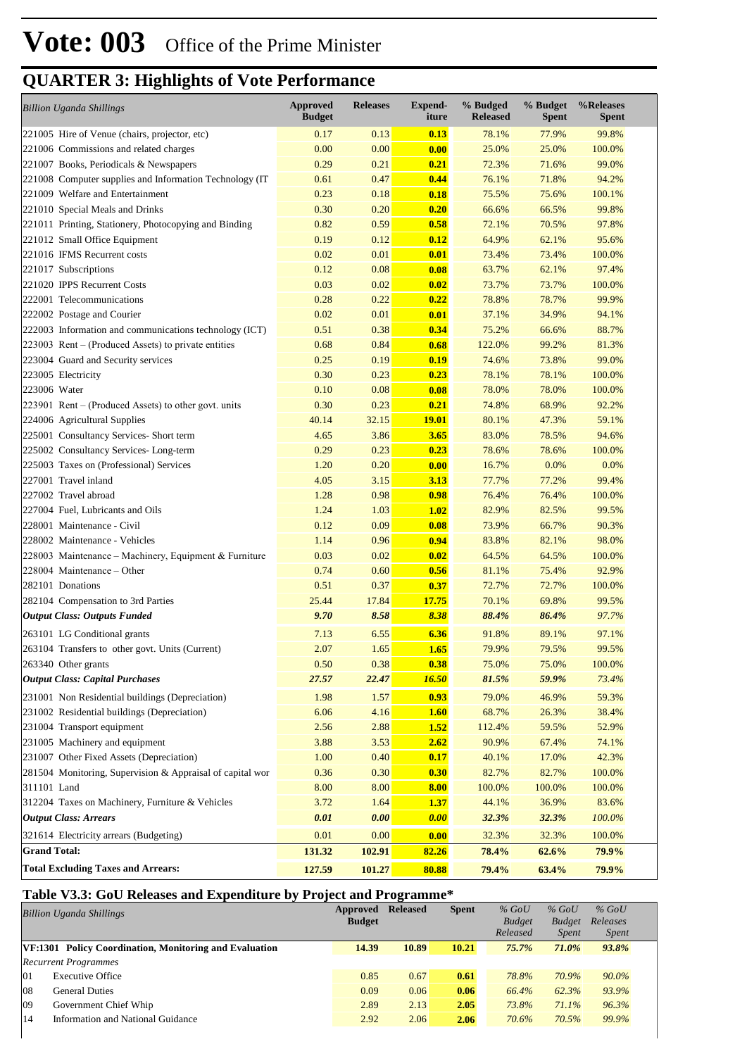# Vote: 003 Office of the Prime Minister

## QUARTER 3: Highlights of Vote Performance

| *Billion Uganda Shillings* | Approved Budget | Releases | Expend-iture | % Budged Released | % Budget Spent | %Releases Spent |
|---|---|---|---|---|---|---|
| 221005 Hire of Venue (chairs, projector, etc) | 0.17 | 0.13 | **0.13** | 78.1% | 77.9% | 99.8% |
| 221006 Commissions and related charges | 0.00 | 0.00 | **0.00** | 25.0% | 25.0% | 100.0% |
| 221007 Books, Periodicals & Newspapers | 0.29 | 0.21 | **0.21** | 72.3% | 71.6% | 99.0% |
| 221008 Computer supplies and Information Technology (IT | 0.61 | 0.47 | **0.44** | 76.1% | 71.8% | 94.2% |
| 221009 Welfare and Entertainment | 0.23 | 0.18 | **0.18** | 75.5% | 75.6% | 100.1% |
| 221010 Special Meals and Drinks | 0.30 | 0.20 | **0.20** | 66.6% | 66.5% | 99.8% |
| 221011 Printing, Stationery, Photocopying and Binding | 0.82 | 0.59 | **0.58** | 72.1% | 70.5% | 97.8% |
| 221012 Small Office Equipment | 0.19 | 0.12 | **0.12** | 64.9% | 62.1% | 95.6% |
| 221016 IFMS Recurrent costs | 0.02 | 0.01 | **0.01** | 73.4% | 73.4% | 100.0% |
| 221017 Subscriptions | 0.12 | 0.08 | **0.08** | 63.7% | 62.1% | 97.4% |
| 221020 IPPS Recurrent Costs | 0.03 | 0.02 | **0.02** | 73.7% | 73.7% | 100.0% |
| 222001 Telecommunications | 0.28 | 0.22 | **0.22** | 78.8% | 78.7% | 99.9% |
| 222002 Postage and Courier | 0.02 | 0.01 | **0.01** | 37.1% | 34.9% | 94.1% |
| 222003 Information and communications technology (ICT) | 0.51 | 0.38 | **0.34** | 75.2% | 66.6% | 88.7% |
| 223003 Rent – (Produced Assets) to private entities | 0.68 | 0.84 | **0.68** | 122.0% | 99.2% | 81.3% |
| 223004 Guard and Security services | 0.25 | 0.19 | **0.19** | 74.6% | 73.8% | 99.0% |
| 223005 Electricity | 0.30 | 0.23 | **0.23** | 78.1% | 78.1% | 100.0% |
| 223006 Water | 0.10 | 0.08 | **0.08** | 78.0% | 78.0% | 100.0% |
| 223901 Rent – (Produced Assets) to other govt. units | 0.30 | 0.23 | **0.21** | 74.8% | 68.9% | 92.2% |
| 224006 Agricultural Supplies | 40.14 | 32.15 | **19.01** | 80.1% | 47.3% | 59.1% |
| 225001 Consultancy Services- Short term | 4.65 | 3.86 | **3.65** | 83.0% | 78.5% | 94.6% |
| 225002 Consultancy Services- Long-term | 0.29 | 0.23 | **0.23** | 78.6% | 78.6% | 100.0% |
| 225003 Taxes on (Professional) Services | 1.20 | 0.20 | **0.00** | 16.7% | 0.0% | 0.0% |
| 227001 Travel inland | 4.05 | 3.15 | **3.13** | 77.7% | 77.2% | 99.4% |
| 227002 Travel abroad | 1.28 | 0.98 | **0.98** | 76.4% | 76.4% | 100.0% |
| 227004 Fuel, Lubricants and Oils | 1.24 | 1.03 | **1.02** | 82.9% | 82.5% | 99.5% |
| 228001 Maintenance - Civil | 0.12 | 0.09 | **0.08** | 73.9% | 66.7% | 90.3% |
| 228002 Maintenance - Vehicles | 1.14 | 0.96 | **0.94** | 83.8% | 82.1% | 98.0% |
| 228003 Maintenance – Machinery, Equipment & Furniture | 0.03 | 0.02 | **0.02** | 64.5% | 64.5% | 100.0% |
| 228004 Maintenance – Other | 0.74 | 0.60 | **0.56** | 81.1% | 75.4% | 92.9% |
| 282101 Donations | 0.51 | 0.37 | **0.37** | 72.7% | 72.7% | 100.0% |
| 282104 Compensation to 3rd Parties | 25.44 | 17.84 | **17.75** | 70.1% | 69.8% | 99.5% |
| ***Output Class: Outputs Funded*** | ***9.70*** | ***8.58*** | ***8.38*** | ***88.4%*** | ***86.4%*** | ***97.7%*** |
| 263101 LG Conditional grants | 7.13 | 6.55 | **6.36** | 91.8% | 89.1% | 97.1% |
| 263104 Transfers to other govt. Units (Current) | 2.07 | 1.65 | **1.65** | 79.9% | 79.5% | 99.5% |
| 263340 Other grants | 0.50 | 0.38 | **0.38** | 75.0% | 75.0% | 100.0% |
| ***Output Class: Capital Purchases*** | ***27.57*** | ***22.47*** | ***16.50*** | ***81.5%*** | ***59.9%*** | ***73.4%*** |
| 231001 Non Residential buildings (Depreciation) | 1.98 | 1.57 | **0.93** | 79.0% | 46.9% | 59.3% |
| 231002 Residential buildings (Depreciation) | 6.06 | 4.16 | **1.60** | 68.7% | 26.3% | 38.4% |
| 231004 Transport equipment | 2.56 | 2.88 | **1.52** | 112.4% | 59.5% | 52.9% |
| 231005 Machinery and equipment | 3.88 | 3.53 | **2.62** | 90.9% | 67.4% | 74.1% |
| 231007 Other Fixed Assets (Depreciation) | 1.00 | 0.40 | **0.17** | 40.1% | 17.0% | 42.3% |
| 281504 Monitoring, Supervision & Appraisal of capital wor | 0.36 | 0.30 | **0.30** | 82.7% | 82.7% | 100.0% |
| 311101 Land | 8.00 | 8.00 | **8.00** | 100.0% | 100.0% | 100.0% |
| 312204 Taxes on Machinery, Furniture & Vehicles | 3.72 | 1.64 | **1.37** | 44.1% | 36.9% | 83.6% |
| ***Output Class: Arrears*** | ***0.01*** | ***0.00*** | ***0.00*** | ***32.3%*** | ***32.3%*** | ***100.0%*** |
| 321614 Electricity arrears (Budgeting) | 0.01 | 0.00 | **0.00** | 32.3% | 32.3% | 100.0% |
| **Grand Total:** | **131.32** | **102.91** | **82.26** | **78.4%** | **62.6%** | **79.9%** |
| **Total Excluding Taxes and Arrears:** | **127.59** | **101.27** | **80.88** | **79.4%** | **63.4%** | **79.9%** |

### Table V3.3: GoU Releases and Expenditure by Project and Programme*

| *Billion Uganda Shillings* | Approved Budget | Released | Spent | *% GoU Budget Released* | *% GoU Budget Spent* | *% GoU Releases Spent* |
|---|---|---|---|---|---|---|
| **VF:1301 Policy Coordination, Monitoring and Evaluation** | **14.39** | **10.89** | **10.21** | ***75.7%*** | ***71.0%*** | ***93.8%*** |
| *Recurrent Programmes* | | | | | | |
| 01 Executive Office | 0.85 | 0.67 | **0.61** | *78.8%* | *70.9%* | *90.0%* |
| 08 General Duties | 0.09 | 0.06 | **0.06** | *66.4%* | *62.3%* | *93.9%* |
| 09 Government Chief Whip | 2.89 | 2.13 | **2.05** | *73.8%* | *71.1%* | *96.3%* |
| 14 Information and National Guidance | 2.92 | 2.06 | **2.06** | *70.6%* | *70.5%* | *99.9%* |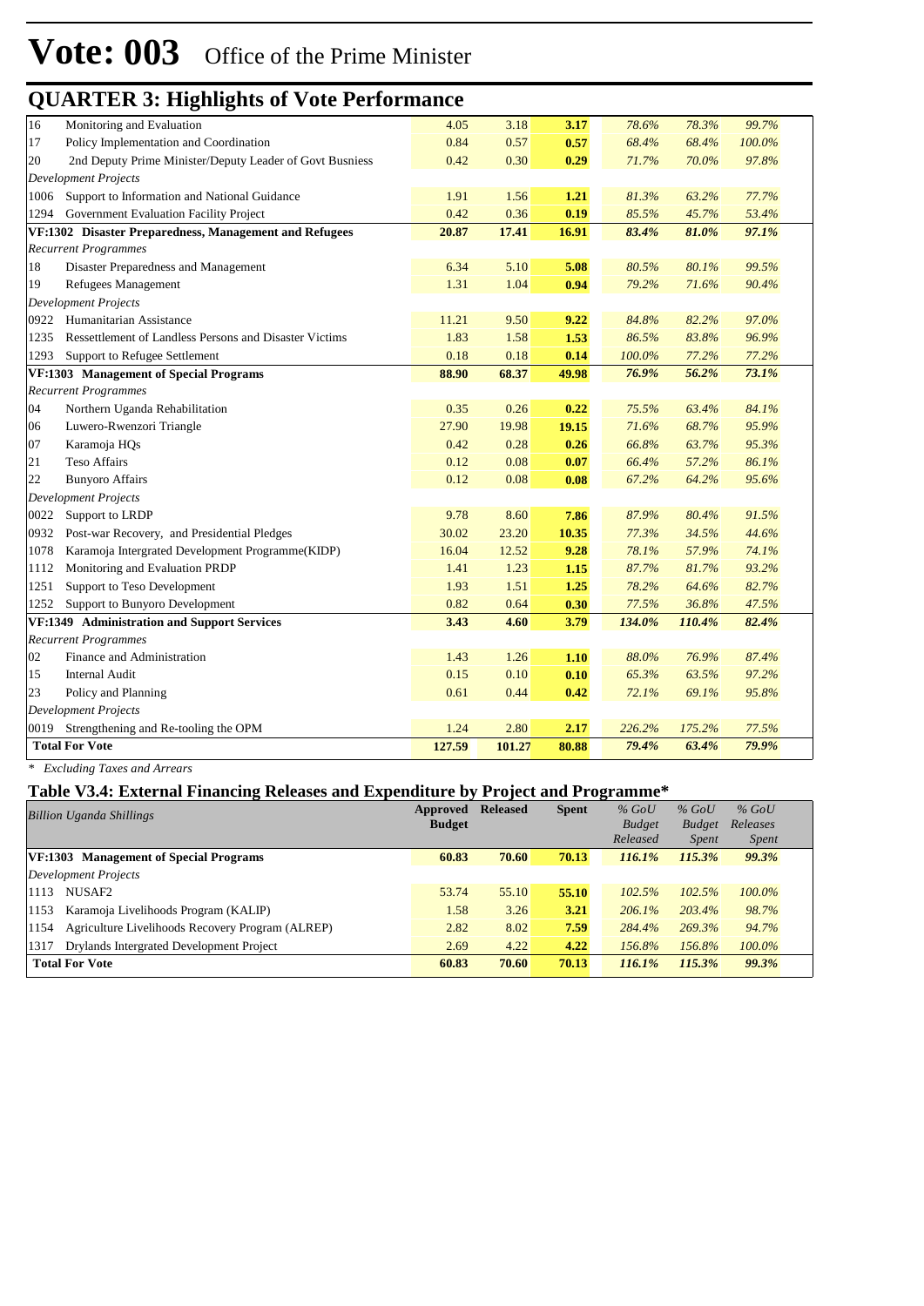# Vote: 003 Office of the Prime Minister

## QUARTER 3: Highlights of Vote Performance

| | | | | | | |
|---|---|---|---|---|---|---|
| 16 Monitoring and Evaluation | 4.05 | 3.18 | **3.17** | *78.6%* | *78.3%* | *99.7%* |
| 17 Policy Implementation and Coordination | 0.84 | 0.57 | **0.57** | *68.4%* | *68.4%* | *100.0%* |
| 20 2nd Deputy Prime Minister/Deputy Leader of Govt Busniess | 0.42 | 0.30 | **0.29** | *71.7%* | *70.0%* | *97.8%* |
| *Development Projects* | | | | | | |
| 1006 Support to Information and National Guidance | 1.91 | 1.56 | **1.21** | *81.3%* | *63.2%* | *77.7%* |
| 1294 Government Evaluation Facility Project | 0.42 | 0.36 | **0.19** | *85.5%* | *45.7%* | *53.4%* |
| **VF:1302 Disaster Preparedness, Management and Refugees** | **20.87** | **17.41** | **16.91** | ***83.4%*** | ***81.0%*** | ***97.1%*** |
| *Recurrent Programmes* | | | | | | |
| 18 Disaster Preparedness and Management | 6.34 | 5.10 | **5.08** | *80.5%* | *80.1%* | *99.5%* |
| 19 Refugees Management | 1.31 | 1.04 | **0.94** | *79.2%* | *71.6%* | *90.4%* |
| *Development Projects* | | | | | | |
| 0922 Humanitarian Assistance | 11.21 | 9.50 | **9.22** | *84.8%* | *82.2%* | *97.0%* |
| 1235 Ressettlement of Landless Persons and Disaster Victims | 1.83 | 1.58 | **1.53** | *86.5%* | *83.8%* | *96.9%* |
| 1293 Support to Refugee Settlement | 0.18 | 0.18 | **0.14** | *100.0%* | *77.2%* | *77.2%* |
| **VF:1303 Management of Special Programs** | **88.90** | **68.37** | **49.98** | ***76.9%*** | ***56.2%*** | ***73.1%*** |
| *Recurrent Programmes* | | | | | | |
| 04 Northern Uganda Rehabilitation | 0.35 | 0.26 | **0.22** | *75.5%* | *63.4%* | *84.1%* |
| 06 Luwero-Rwenzori Triangle | 27.90 | 19.98 | **19.15** | *71.6%* | *68.7%* | *95.9%* |
| 07 Karamoja HQs | 0.42 | 0.28 | **0.26** | *66.8%* | *63.7%* | *95.3%* |
| 21 Teso Affairs | 0.12 | 0.08 | **0.07** | *66.4%* | *57.2%* | *86.1%* |
| 22 Bunyoro Affairs | 0.12 | 0.08 | **0.08** | *67.2%* | *64.2%* | *95.6%* |
| *Development Projects* | | | | | | |
| 0022 Support to LRDP | 9.78 | 8.60 | **7.86** | *87.9%* | *80.4%* | *91.5%* |
| 0932 Post-war Recovery, and Presidential Pledges | 30.02 | 23.20 | **10.35** | *77.3%* | *34.5%* | *44.6%* |
| 1078 Karamoja Intergrated Development Programme(KIDP) | 16.04 | 12.52 | **9.28** | *78.1%* | *57.9%* | *74.1%* |
| 1112 Monitoring and Evaluation PRDP | 1.41 | 1.23 | **1.15** | *87.7%* | *81.7%* | *93.2%* |
| 1251 Support to Teso Development | 1.93 | 1.51 | **1.25** | *78.2%* | *64.6%* | *82.7%* |
| 1252 Support to Bunyoro Development | 0.82 | 0.64 | **0.30** | *77.5%* | *36.8%* | *47.5%* |
| **VF:1349 Administration and Support Services** | **3.43** | **4.60** | **3.79** | ***134.0%*** | ***110.4%*** | ***82.4%*** |
| *Recurrent Programmes* | | | | | | |
| 02 Finance and Administration | 1.43 | 1.26 | **1.10** | *88.0%* | *76.9%* | *87.4%* |
| 15 Internal Audit | 0.15 | 0.10 | **0.10** | *65.3%* | *63.5%* | *97.2%* |
| 23 Policy and Planning | 0.61 | 0.44 | **0.42** | *72.1%* | *69.1%* | *95.8%* |
| *Development Projects* | | | | | | |
| 0019 Strengthening and Re-tooling the OPM | 1.24 | 2.80 | **2.17** | *226.2%* | *175.2%* | *77.5%* |
| **Total For Vote** | **127.59** | **101.27** | **80.88** | ***79.4%*** | ***63.4%*** | ***79.9%*** |

*\* Excluding Taxes and Arrears*

### Table V3.4: External Financing Releases and Expenditure by Project and Programme*

| *Billion Uganda Shillings* | Approved Budget | Released | Spent | *% GoU Budget Released* | *% GoU Budget Spent* | *% GoU Releases Spent* |
|---|---|---|---|---|---|---|
| **VF:1303 Management of Special Programs** | **60.83** | **70.60** | **70.13** | ***116.1%*** | ***115.3%*** | ***99.3%*** |
| *Development Projects* | | | | | | |
| 1113 NUSAF2 | 53.74 | 55.10 | **55.10** | *102.5%* | *102.5%* | *100.0%* |
| 1153 Karamoja Livelihoods Program (KALIP) | 1.58 | 3.26 | **3.21** | *206.1%* | *203.4%* | *98.7%* |
| 1154 Agriculture Livelihoods Recovery Program (ALREP) | 2.82 | 8.02 | **7.59** | *284.4%* | *269.3%* | *94.7%* |
| 1317 Drylands Intergrated Development Project | 2.69 | 4.22 | **4.22** | *156.8%* | *156.8%* | *100.0%* |
| **Total For Vote** | **60.83** | **70.60** | **70.13** | ***116.1%*** | ***115.3%*** | ***99.3%*** |